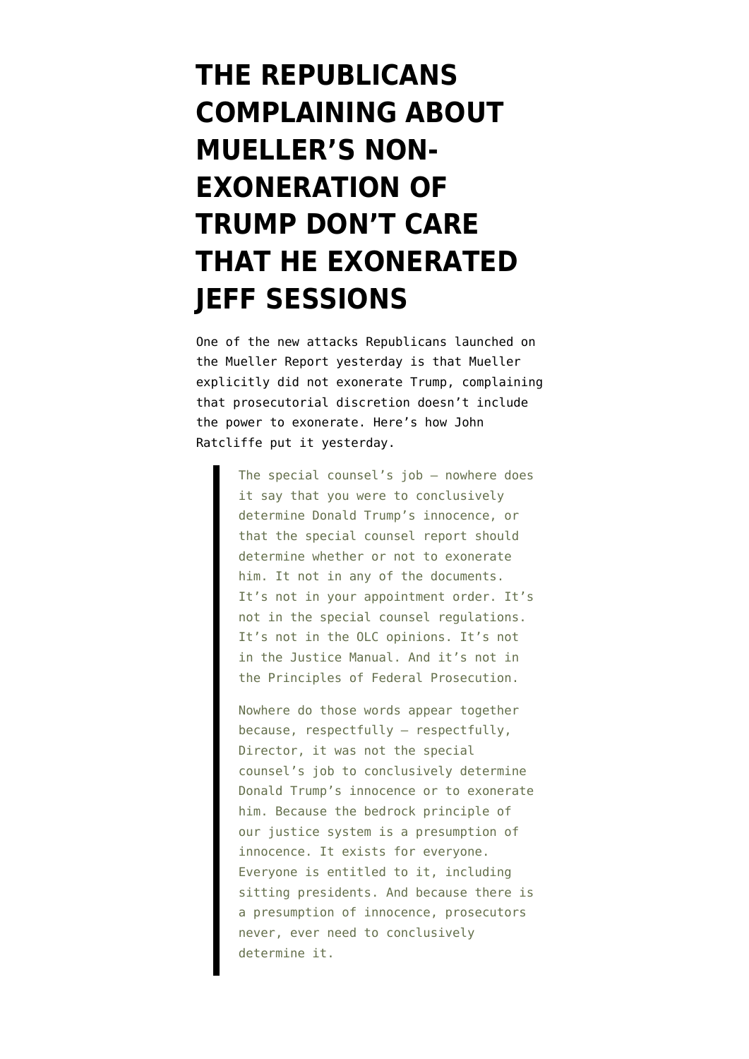# THE REPUBLICANS COMPLAINING ABOUT MUELLER'S NON-EXONERATION OF TRUMP DON'T CARE THAT HE EXONERATED JEFF SESSIONS

One of the new attacks Republicans launched on the Mueller Report yesterday is that Mueller explicitly did not exonerate Trump, complaining that prosecutorial discretion doesn't include the power to exonerate. Here's how John Ratcliffe put it yesterday.

> The special counsel's job — nowhere does it say that you were to conclusively determine Donald Trump's innocence, or that the special counsel report should determine whether or not to exonerate him. It not in any of the documents. It's not in your appointment order. It's not in the special counsel regulations. It's not in the OLC opinions. It's not in the Justice Manual. And it's not in the Principles of Federal Prosecution.
>
> Nowhere do those words appear together because, respectfully — respectfully, Director, it was not the special counsel's job to conclusively determine Donald Trump's innocence or to exonerate him. Because the bedrock principle of our justice system is a presumption of innocence. It exists for everyone. Everyone is entitled to it, including sitting presidents. And because there is a presumption of innocence, prosecutors never, ever need to conclusively determine it.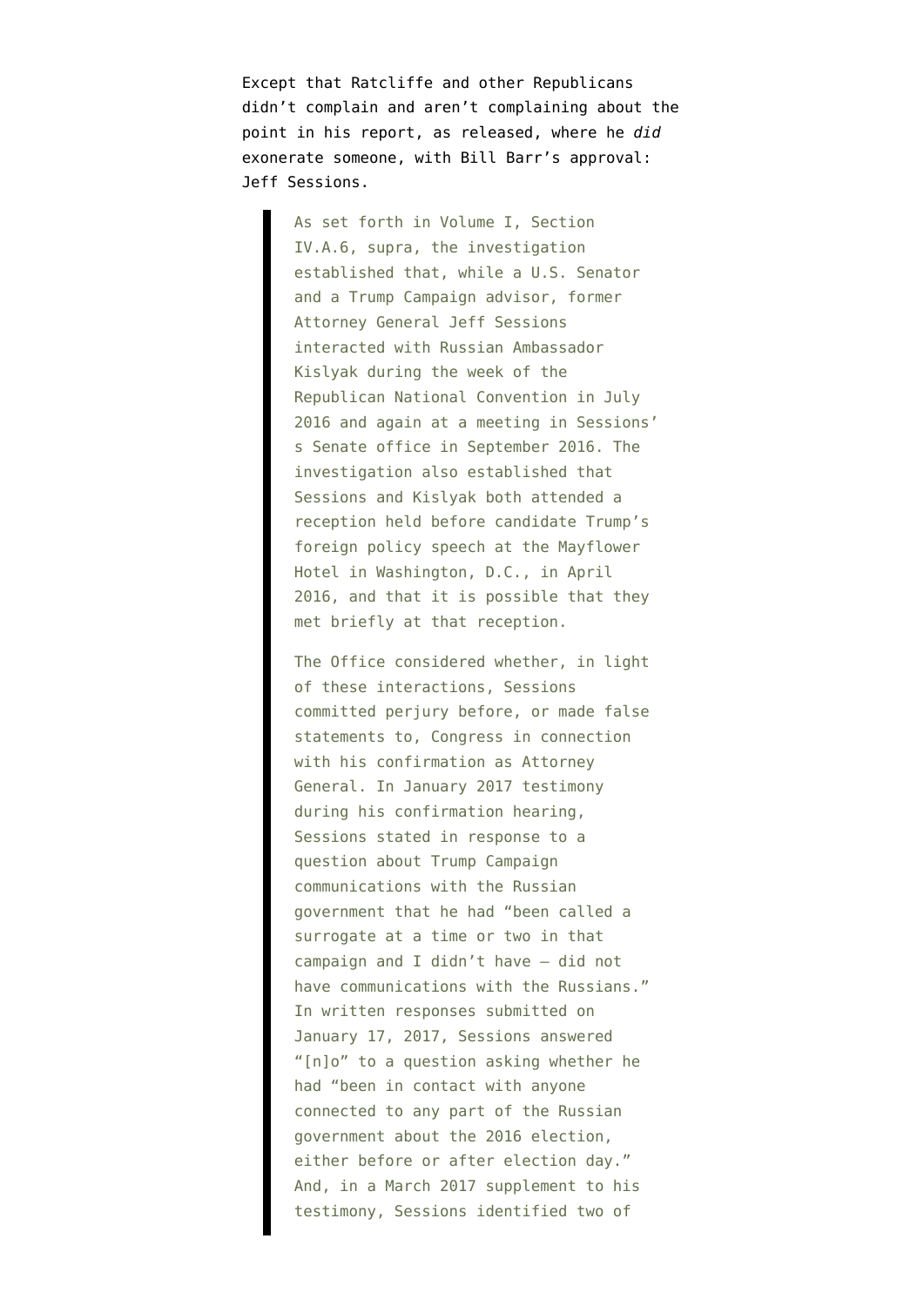Except that Ratcliffe and other Republicans didn't complain and aren't complaining about the point in his report, as released, where he *did* exonerate someone, with Bill Barr's approval: Jeff Sessions.

> As set forth in Volume I, Section IV.A.6, supra, the investigation established that, while a U.S. Senator and a Trump Campaign advisor, former Attorney General Jeff Sessions interacted with Russian Ambassador Kislyak during the week of the Republican National Convention in July 2016 and again at a meeting in Sessions's Senate office in September 2016. The investigation also established that Sessions and Kislyak both attended a reception held before candidate Trump's foreign policy speech at the Mayflower Hotel in Washington, D.C., in April 2016, and that it is possible that they met briefly at that reception.
>
> The Office considered whether, in light of these interactions, Sessions committed perjury before, or made false statements to, Congress in connection with his confirmation as Attorney General. In January 2017 testimony during his confirmation hearing, Sessions stated in response to a question about Trump Campaign communications with the Russian government that he had "been called a surrogate at a time or two in that campaign and I didn't have – did not have communications with the Russians." In written responses submitted on January 17, 2017, Sessions answered "[n]o" to a question asking whether he had "been in contact with anyone connected to any part of the Russian government about the 2016 election, either before or after election day." And, in a March 2017 supplement to his testimony, Sessions identified two of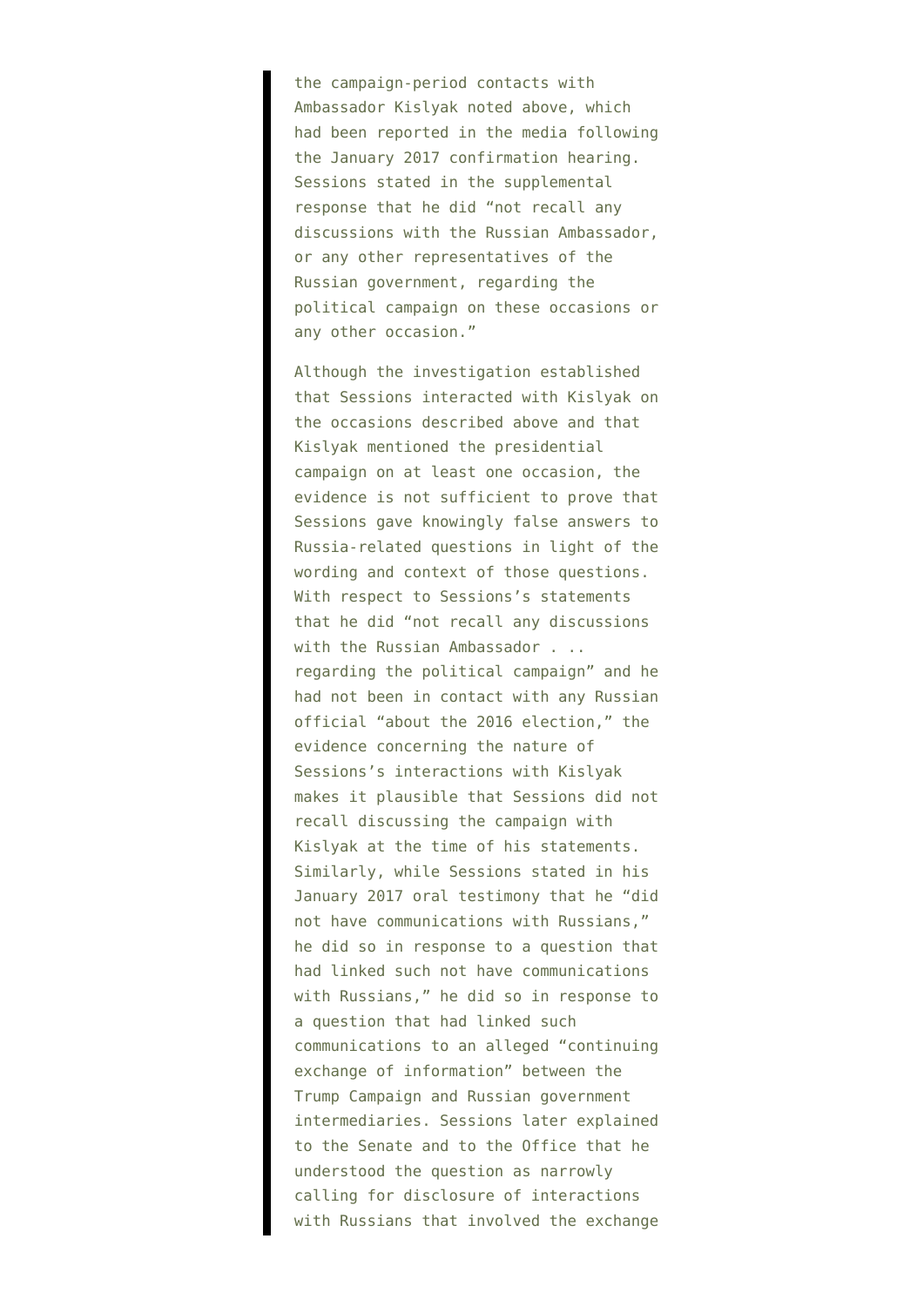> the campaign-period contacts with Ambassador Kislyak noted above, which had been reported in the media following the January 2017 confirmation hearing. Sessions stated in the supplemental response that he did "not recall any discussions with the Russian Ambassador, or any other representatives of the Russian government, regarding the political campaign on these occasions or any other occasion."
>
> Although the investigation established that Sessions interacted with Kislyak on the occasions described above and that Kislyak mentioned the presidential campaign on at least one occasion, the evidence is not sufficient to prove that Sessions gave knowingly false answers to Russia-related questions in light of the wording and context of those questions. With respect to Sessions's statements that he did "not recall any discussions with the Russian Ambassador . .. regarding the political campaign" and he had not been in contact with any Russian official "about the 2016 election," the evidence concerning the nature of Sessions's interactions with Kislyak makes it plausible that Sessions did not recall discussing the campaign with Kislyak at the time of his statements. Similarly, while Sessions stated in his January 2017 oral testimony that he "did not have communications with Russians," he did so in response to a question that had linked such not have communications with Russians," he did so in response to a question that had linked such communications to an alleged "continuing exchange of information" between the Trump Campaign and Russian government intermediaries. Sessions later explained to the Senate and to the Office that he understood the question as narrowly calling for disclosure of interactions with Russians that involved the exchange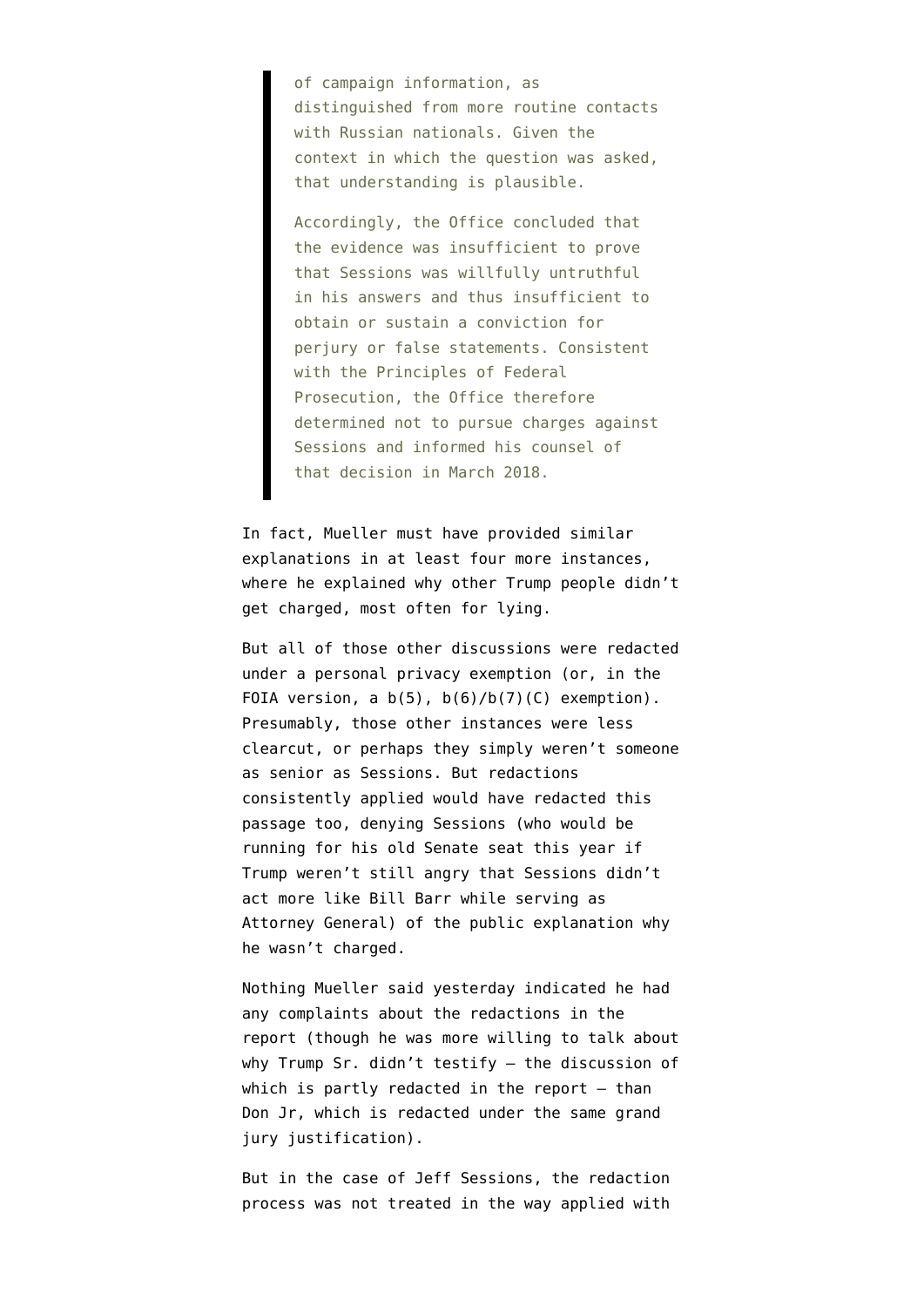> of campaign information, as distinguished from more routine contacts with Russian nationals. Given the context in which the question was asked, that understanding is plausible.
>
> Accordingly, the Office concluded that the evidence was insufficient to prove that Sessions was willfully untruthful in his answers and thus insufficient to obtain or sustain a conviction for perjury or false statements. Consistent with the Principles of Federal Prosecution, the Office therefore determined not to pursue charges against Sessions and informed his counsel of that decision in March 2018.

In fact, Mueller must have provided similar explanations in at least four more instances, where he explained why other Trump people didn't get charged, most often for lying.

But all of those other discussions were redacted under a personal privacy exemption (or, in the FOIA version, a b(5), b(6)/b(7)(C) exemption). Presumably, those other instances were less clearcut, or perhaps they simply weren't someone as senior as Sessions. But redactions consistently applied would have redacted this passage too, denying Sessions (who would be running for his old Senate seat this year if Trump weren't still angry that Sessions didn't act more like Bill Barr while serving as Attorney General) of the public explanation why he wasn't charged.

Nothing Mueller said yesterday indicated he had any complaints about the redactions in the report (though he was more willing to talk about why Trump Sr. didn't testify — the discussion of which is partly redacted in the report — than Don Jr, which is redacted under the same grand jury justification).

But in the case of Jeff Sessions, the redaction process was not treated in the way applied with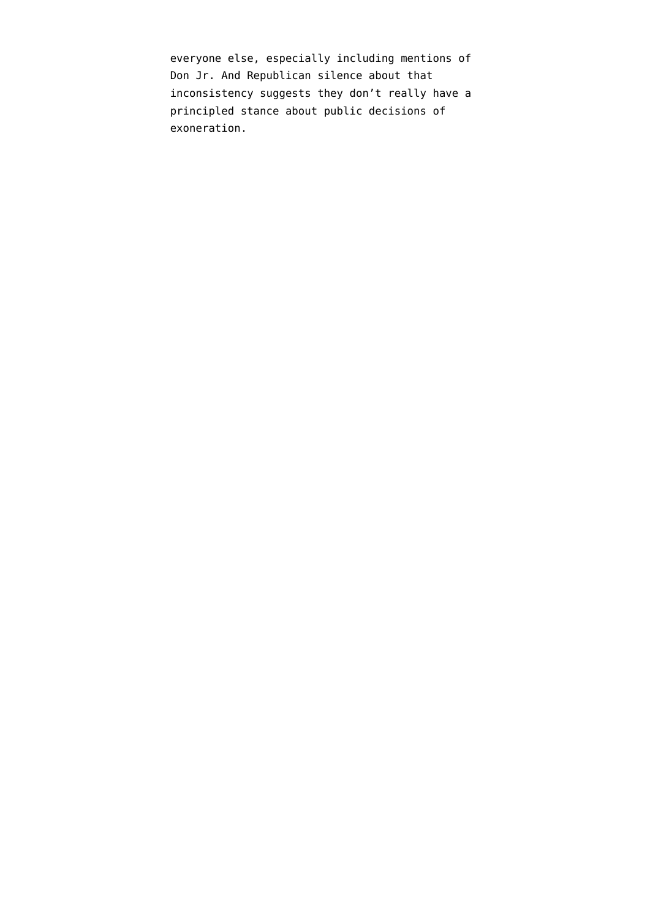everyone else, especially including mentions of Don Jr. And Republican silence about that inconsistency suggests they don’t really have a principled stance about public decisions of exoneration.